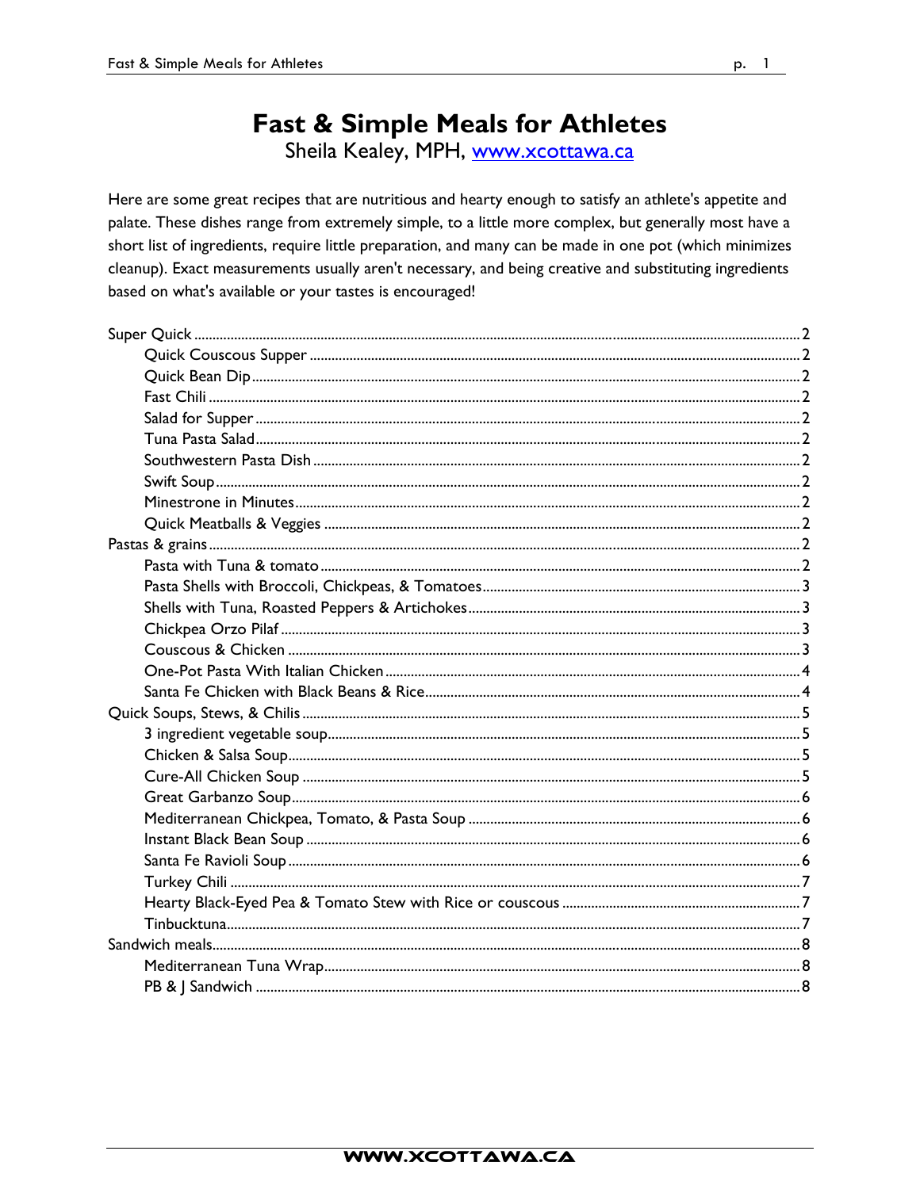# Fast & Simple Meals for Athletes

Sheila Kealey, MPH, www.xcottawa.ca

Here are some great recipes that are nutritious and hearty enough to satisfy an athlete's appetite and palate. These dishes range from extremely simple, to a little more complex, but generally most have a short list of ingredients, require little preparation, and many can be made in one pot (which minimizes cleanup). Exact measurements usually aren't necessary, and being creative and substituting ingredients based on what's available or your tastes is encouraged!

- Super Quick ........ 2
  - Quick Couscous Supper ........ 2
  - Quick Bean Dip ........ 2
  - Fast Chili ........ 2
  - Salad for Supper ........ 2
  - Tuna Pasta Salad ........ 2
  - Southwestern Pasta Dish ........ 2
  - Swift Soup ........ 2
  - Minestrone in Minutes ........ 2
  - Quick Meatballs & Veggies ........ 2
- Pastas & grains ........ 2
  - Pasta with Tuna & tomato ........ 2
  - Pasta Shells with Broccoli, Chickpeas, & Tomatoes ........ 3
  - Shells with Tuna, Roasted Peppers & Artichokes ........ 3
  - Chickpea Orzo Pilaf ........ 3
  - Couscous & Chicken ........ 3
  - One-Pot Pasta With Italian Chicken ........ 4
  - Santa Fe Chicken with Black Beans & Rice ........ 4
- Quick Soups, Stews, & Chilis ........ 5
  - 3 ingredient vegetable soup ........ 5
  - Chicken & Salsa Soup ........ 5
  - Cure-All Chicken Soup ........ 5
  - Great Garbanzo Soup ........ 6
  - Mediterranean Chickpea, Tomato, & Pasta Soup ........ 6
  - Instant Black Bean Soup ........ 6
  - Santa Fe Ravioli Soup ........ 6
  - Turkey Chili ........ 7
  - Hearty Black-Eyed Pea & Tomato Stew with Rice or couscous ........ 7
  - Tinbucktuna ........ 7
- Sandwich meals ........ 8
  - Mediterranean Tuna Wrap ........ 8
  - PB & J Sandwich ........ 8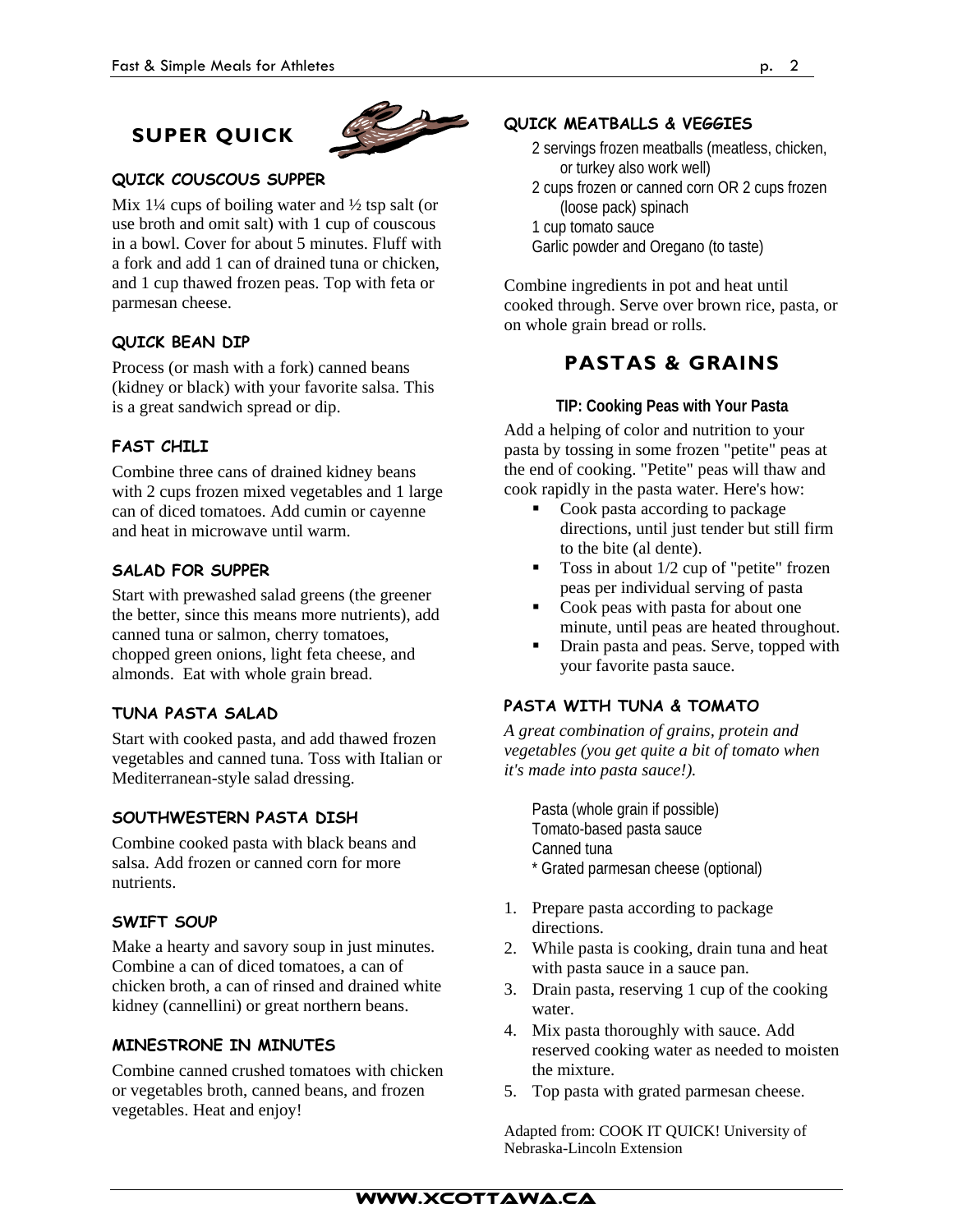## SUPER QUICK

### QUICK COUSCOUS SUPPER

Mix 1¼ cups of boiling water and ½ tsp salt (or use broth and omit salt) with 1 cup of couscous in a bowl. Cover for about 5 minutes. Fluff with a fork and add 1 can of drained tuna or chicken, and 1 cup thawed frozen peas. Top with feta or parmesan cheese.

### QUICK BEAN DIP

Process (or mash with a fork) canned beans (kidney or black) with your favorite salsa. This is a great sandwich spread or dip.

### FAST CHILI

Combine three cans of drained kidney beans with 2 cups frozen mixed vegetables and 1 large can of diced tomatoes. Add cumin or cayenne and heat in microwave until warm.

### SALAD FOR SUPPER

Start with prewashed salad greens (the greener the better, since this means more nutrients), add canned tuna or salmon, cherry tomatoes, chopped green onions, light feta cheese, and almonds. Eat with whole grain bread.

### TUNA PASTA SALAD

Start with cooked pasta, and add thawed frozen vegetables and canned tuna. Toss with Italian or Mediterranean-style salad dressing.

### SOUTHWESTERN PASTA DISH

Combine cooked pasta with black beans and salsa. Add frozen or canned corn for more nutrients.

### SWIFT SOUP

Make a hearty and savory soup in just minutes. Combine a can of diced tomatoes, a can of chicken broth, a can of rinsed and drained white kidney (cannellini) or great northern beans.

### MINESTRONE IN MINUTES

Combine canned crushed tomatoes with chicken or vegetables broth, canned beans, and frozen vegetables. Heat and enjoy!

### QUICK MEATBALLS & VEGGIES

2 servings frozen meatballs (meatless, chicken, or turkey also work well)
2 cups frozen or canned corn OR 2 cups frozen (loose pack) spinach
1 cup tomato sauce
Garlic powder and Oregano (to taste)

Combine ingredients in pot and heat until cooked through. Serve over brown rice, pasta, or on whole grain bread or rolls.

## PASTAS & GRAINS

**TIP: Cooking Peas with Your Pasta**

Add a helping of color and nutrition to your pasta by tossing in some frozen "petite" peas at the end of cooking. "Petite" peas will thaw and cook rapidly in the pasta water. Here's how:

- Cook pasta according to package directions, until just tender but still firm to the bite (al dente).
- Toss in about 1/2 cup of "petite" frozen peas per individual serving of pasta
- Cook peas with pasta for about one minute, until peas are heated throughout.
- Drain pasta and peas. Serve, topped with your favorite pasta sauce.

### PASTA WITH TUNA & TOMATO

*A great combination of grains, protein and vegetables (you get quite a bit of tomato when it's made into pasta sauce!).*

Pasta (whole grain if possible)
Tomato-based pasta sauce
Canned tuna
* Grated parmesan cheese (optional)

1. Prepare pasta according to package directions.
2. While pasta is cooking, drain tuna and heat with pasta sauce in a sauce pan.
3. Drain pasta, reserving 1 cup of the cooking water.
4. Mix pasta thoroughly with sauce. Add reserved cooking water as needed to moisten the mixture.
5. Top pasta with grated parmesan cheese.

Adapted from: COOK IT QUICK! University of Nebraska-Lincoln Extension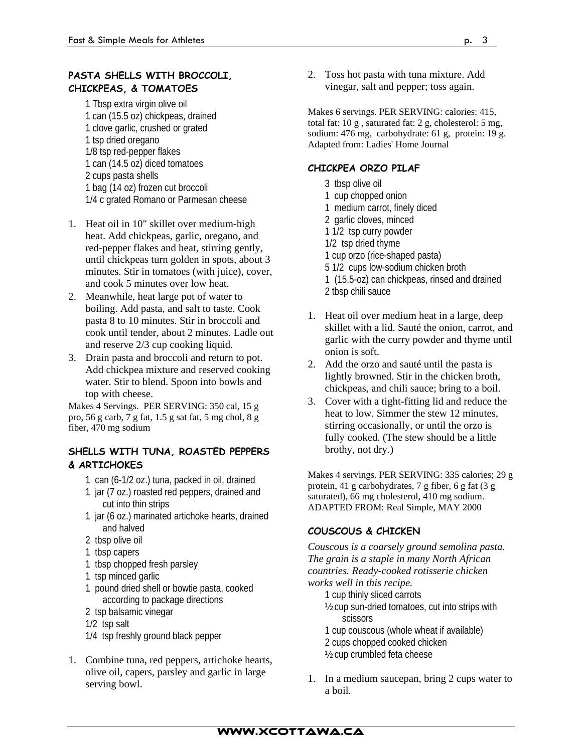### PASTA SHELLS WITH BROCCOLI, CHICKPEAS, & TOMATOES

1 Tbsp extra virgin olive oil
1 can (15.5 oz) chickpeas, drained
1 clove garlic, crushed or grated
1 tsp dried oregano
1/8 tsp red-pepper flakes
1 can (14.5 oz) diced tomatoes
2 cups pasta shells
1 bag (14 oz) frozen cut broccoli
1/4 c grated Romano or Parmesan cheese

1. Heat oil in 10" skillet over medium-high heat. Add chickpeas, garlic, oregano, and red-pepper flakes and heat, stirring gently, until chickpeas turn golden in spots, about 3 minutes. Stir in tomatoes (with juice), cover, and cook 5 minutes over low heat.
2. Meanwhile, heat large pot of water to boiling. Add pasta, and salt to taste. Cook pasta 8 to 10 minutes. Stir in broccoli and cook until tender, about 2 minutes. Ladle out and reserve 2/3 cup cooking liquid.
3. Drain pasta and broccoli and return to pot. Add chickpea mixture and reserved cooking water. Stir to blend. Spoon into bowls and top with cheese.

Makes 4 Servings. PER SERVING: 350 cal, 15 g pro, 56 g carb, 7 g fat, 1.5 g sat fat, 5 mg chol, 8 g fiber, 470 mg sodium

### SHELLS WITH TUNA, ROASTED PEPPERS & ARTICHOKES

1 can (6-1/2 oz.) tuna, packed in oil, drained
1 jar (7 oz.) roasted red peppers, drained and cut into thin strips
1 jar (6 oz.) marinated artichoke hearts, drained and halved
2 tbsp olive oil
1 tbsp capers
1 tbsp chopped fresh parsley
1 tsp minced garlic
1 pound dried shell or bowtie pasta, cooked according to package directions
2 tsp balsamic vinegar
1/2 tsp salt
1/4 tsp freshly ground black pepper

1. Combine tuna, red peppers, artichoke hearts, olive oil, capers, parsley and garlic in large serving bowl.
2. Toss hot pasta with tuna mixture. Add vinegar, salt and pepper; toss again.

Makes 6 servings. PER SERVING: calories: 415, total fat: 10 g , saturated fat: 2 g, cholesterol: 5 mg, sodium: 476 mg, carbohydrate: 61 g, protein: 19 g. Adapted from: Ladies' Home Journal

### CHICKPEA ORZO PILAF

3 tbsp olive oil
1 cup chopped onion
1 medium carrot, finely diced
2 garlic cloves, minced
1 1/2 tsp curry powder
1/2 tsp dried thyme
1 cup orzo (rice-shaped pasta)
5 1/2 cups low-sodium chicken broth
1 (15.5-oz) can chickpeas, rinsed and drained
2 tbsp chili sauce

1. Heat oil over medium heat in a large, deep skillet with a lid. Sauté the onion, carrot, and garlic with the curry powder and thyme until onion is soft.
2. Add the orzo and sauté until the pasta is lightly browned. Stir in the chicken broth, chickpeas, and chili sauce; bring to a boil.
3. Cover with a tight-fitting lid and reduce the heat to low. Simmer the stew 12 minutes, stirring occasionally, or until the orzo is fully cooked. (The stew should be a little brothy, not dry.)

Makes 4 servings. PER SERVING: 335 calories; 29 g protein, 41 g carbohydrates, 7 g fiber, 6 g fat (3 g saturated), 66 mg cholesterol, 410 mg sodium. ADAPTED FROM: Real Simple, MAY 2000

### COUSCOUS & CHICKEN

*Couscous is a coarsely ground semolina pasta. The grain is a staple in many North African countries. Ready-cooked rotisserie chicken works well in this recipe.*

1 cup thinly sliced carrots
½ cup sun-dried tomatoes, cut into strips with scissors
1 cup couscous (whole wheat if available)
2 cups chopped cooked chicken
½ cup crumbled feta cheese

1. In a medium saucepan, bring 2 cups water to a boil.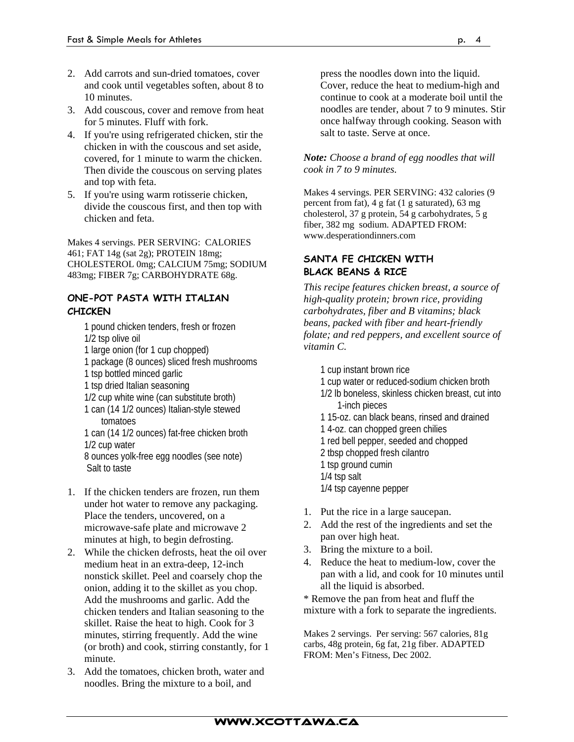2. Add carrots and sun-dried tomatoes, cover and cook until vegetables soften, about 8 to 10 minutes.
3. Add couscous, cover and remove from heat for 5 minutes. Fluff with fork.
4. If you're using refrigerated chicken, stir the chicken in with the couscous and set aside, covered, for 1 minute to warm the chicken. Then divide the couscous on serving plates and top with feta.
5. If you're using warm rotisserie chicken, divide the couscous first, and then top with chicken and feta.

Makes 4 servings. PER SERVING: CALORIES 461; FAT 14g (sat 2g); PROTEIN 18mg; CHOLESTEROL 0mg; CALCIUM 75mg; SODIUM 483mg; FIBER 7g; CARBOHYDRATE 68g.

### ONE-POT PASTA WITH ITALIAN CHICKEN

1 pound chicken tenders, fresh or frozen
1/2 tsp olive oil
1 large onion (for 1 cup chopped)
1 package (8 ounces) sliced fresh mushrooms
1 tsp bottled minced garlic
1 tsp dried Italian seasoning
1/2 cup white wine (can substitute broth)
1 can (14 1/2 ounces) Italian-style stewed tomatoes
1 can (14 1/2 ounces) fat-free chicken broth
1/2 cup water
8 ounces yolk-free egg noodles (see note)
Salt to taste

1. If the chicken tenders are frozen, run them under hot water to remove any packaging. Place the tenders, uncovered, on a microwave-safe plate and microwave 2 minutes at high, to begin defrosting.
2. While the chicken defrosts, heat the oil over medium heat in an extra-deep, 12-inch nonstick skillet. Peel and coarsely chop the onion, adding it to the skillet as you chop. Add the mushrooms and garlic. Add the chicken tenders and Italian seasoning to the skillet. Raise the heat to high. Cook for 3 minutes, stirring frequently. Add the wine (or broth) and cook, stirring constantly, for 1 minute.
3. Add the tomatoes, chicken broth, water and noodles. Bring the mixture to a boil, and press the noodles down into the liquid. Cover, reduce the heat to medium-high and continue to cook at a moderate boil until the noodles are tender, about 7 to 9 minutes. Stir once halfway through cooking. Season with salt to taste. Serve at once.

***Note:*** *Choose a brand of egg noodles that will cook in 7 to 9 minutes.*

Makes 4 servings. PER SERVING: 432 calories (9 percent from fat), 4 g fat (1 g saturated), 63 mg cholesterol, 37 g protein, 54 g carbohydrates, 5 g fiber, 382 mg sodium. ADAPTED FROM: www.desperationdinners.com

### SANTA FE CHICKEN WITH BLACK BEANS & RICE

*This recipe features chicken breast, a source of high-quality protein; brown rice, providing carbohydrates, fiber and B vitamins; black beans, packed with fiber and heart-friendly folate; and red peppers, and excellent source of vitamin C.*

1 cup instant brown rice
1 cup water or reduced-sodium chicken broth
1/2 lb boneless, skinless chicken breast, cut into 1-inch pieces
1 15-oz. can black beans, rinsed and drained
1 4-oz. can chopped green chilies
1 red bell pepper, seeded and chopped
2 tbsp chopped fresh cilantro
1 tsp ground cumin
1/4 tsp salt
1/4 tsp cayenne pepper

1. Put the rice in a large saucepan.
2. Add the rest of the ingredients and set the pan over high heat.
3. Bring the mixture to a boil.
4. Reduce the heat to medium-low, cover the pan with a lid, and cook for 10 minutes until all the liquid is absorbed.

* Remove the pan from heat and fluff the mixture with a fork to separate the ingredients.

Makes 2 servings. Per serving: 567 calories, 81g carbs, 48g protein, 6g fat, 21g fiber. ADAPTED FROM: Men's Fitness, Dec 2002.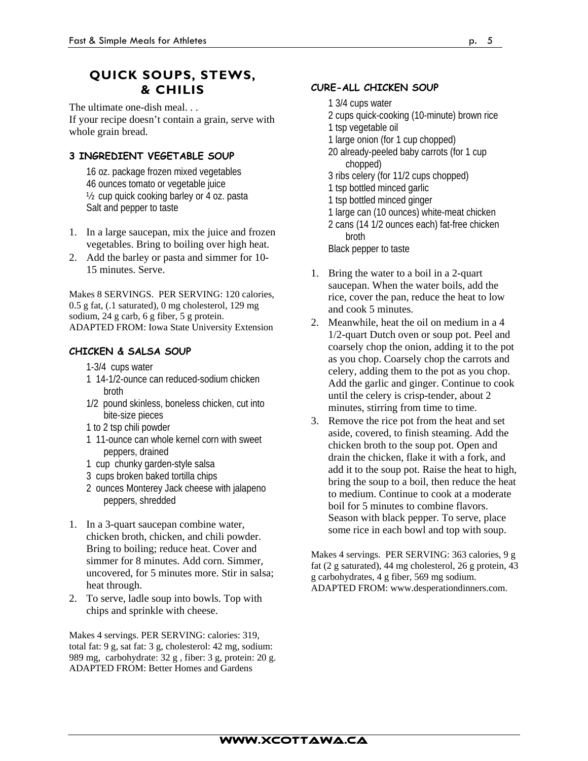## QUICK SOUPS, STEWS, & CHILIS

The ultimate one-dish meal. . .
If your recipe doesn't contain a grain, serve with whole grain bread.

### 3 INGREDIENT VEGETABLE SOUP

16 oz. package frozen mixed vegetables
46 ounces tomato or vegetable juice
½ cup quick cooking barley or 4 oz. pasta
Salt and pepper to taste

1. In a large saucepan, mix the juice and frozen vegetables. Bring to boiling over high heat.
2. Add the barley or pasta and simmer for 10-15 minutes. Serve.

Makes 8 SERVINGS. PER SERVING: 120 calories, 0.5 g fat, (.1 saturated), 0 mg cholesterol, 129 mg sodium, 24 g carb, 6 g fiber, 5 g protein.
ADAPTED FROM: Iowa State University Extension

### CHICKEN & SALSA SOUP

1-3/4 cups water
1 14-1/2-ounce can reduced-sodium chicken broth
1/2 pound skinless, boneless chicken, cut into bite-size pieces
1 to 2 tsp chili powder
1 11-ounce can whole kernel corn with sweet peppers, drained
1 cup chunky garden-style salsa
3 cups broken baked tortilla chips
2 ounces Monterey Jack cheese with jalapeno peppers, shredded

1. In a 3-quart saucepan combine water, chicken broth, chicken, and chili powder. Bring to boiling; reduce heat. Cover and simmer for 8 minutes. Add corn. Simmer, uncovered, for 5 minutes more. Stir in salsa; heat through.
2. To serve, ladle soup into bowls. Top with chips and sprinkle with cheese.

Makes 4 servings. PER SERVING: calories: 319, total fat: 9 g, sat fat: 3 g, cholesterol: 42 mg, sodium: 989 mg, carbohydrate: 32 g , fiber: 3 g, protein: 20 g.
ADAPTED FROM: Better Homes and Gardens

### CURE-ALL CHICKEN SOUP

1 3/4 cups water
2 cups quick-cooking (10-minute) brown rice
1 tsp vegetable oil
1 large onion (for 1 cup chopped)
20 already-peeled baby carrots (for 1 cup chopped)
3 ribs celery (for 11/2 cups chopped)
1 tsp bottled minced garlic
1 tsp bottled minced ginger
1 large can (10 ounces) white-meat chicken
2 cans (14 1/2 ounces each) fat-free chicken broth
Black pepper to taste

1. Bring the water to a boil in a 2-quart saucepan. When the water boils, add the rice, cover the pan, reduce the heat to low and cook 5 minutes.
2. Meanwhile, heat the oil on medium in a 4 1/2-quart Dutch oven or soup pot. Peel and coarsely chop the onion, adding it to the pot as you chop. Coarsely chop the carrots and celery, adding them to the pot as you chop. Add the garlic and ginger. Continue to cook until the celery is crisp-tender, about 2 minutes, stirring from time to time.
3. Remove the rice pot from the heat and set aside, covered, to finish steaming. Add the chicken broth to the soup pot. Open and drain the chicken, flake it with a fork, and add it to the soup pot. Raise the heat to high, bring the soup to a boil, then reduce the heat to medium. Continue to cook at a moderate boil for 5 minutes to combine flavors. Season with black pepper. To serve, place some rice in each bowl and top with soup.

Makes 4 servings. PER SERVING: 363 calories, 9 g fat (2 g saturated), 44 mg cholesterol, 26 g protein, 43 g carbohydrates, 4 g fiber, 569 mg sodium.
ADAPTED FROM: www.desperationdinners.com.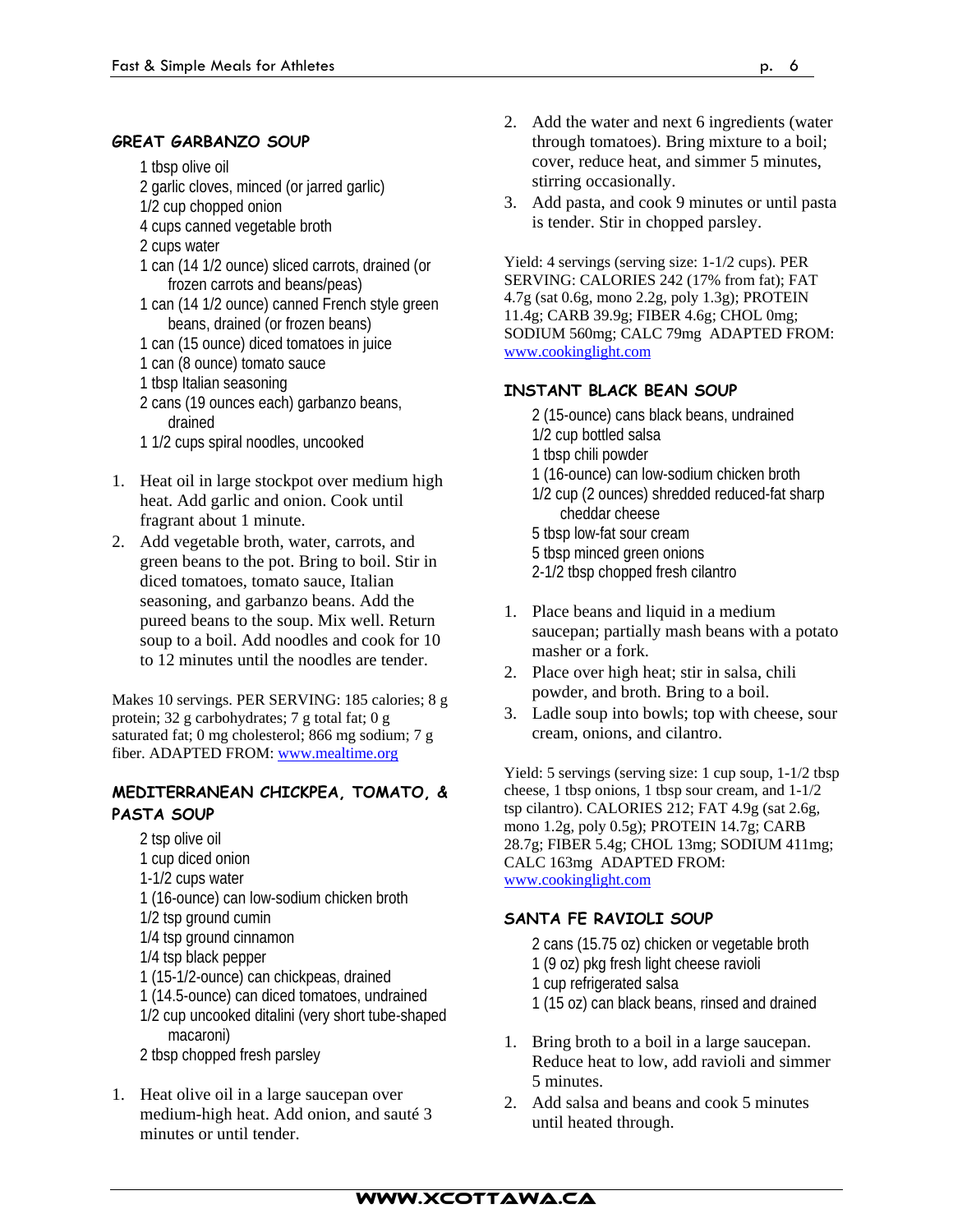### GREAT GARBANZO SOUP

1 tbsp olive oil
2 garlic cloves, minced (or jarred garlic)
1/2 cup chopped onion
4 cups canned vegetable broth
2 cups water
1 can (14 1/2 ounce) sliced carrots, drained (or frozen carrots and beans/peas)
1 can (14 1/2 ounce) canned French style green beans, drained (or frozen beans)
1 can (15 ounce) diced tomatoes in juice
1 can (8 ounce) tomato sauce
1 tbsp Italian seasoning
2 cans (19 ounces each) garbanzo beans, drained
1 1/2 cups spiral noodles, uncooked

1. Heat oil in large stockpot over medium high heat. Add garlic and onion. Cook until fragrant about 1 minute.
2. Add vegetable broth, water, carrots, and green beans to the pot. Bring to boil. Stir in diced tomatoes, tomato sauce, Italian seasoning, and garbanzo beans. Add the pureed beans to the soup. Mix well. Return soup to a boil. Add noodles and cook for 10 to 12 minutes until the noodles are tender.

Makes 10 servings. PER SERVING: 185 calories; 8 g protein; 32 g carbohydrates; 7 g total fat; 0 g saturated fat; 0 mg cholesterol; 866 mg sodium; 7 g fiber. ADAPTED FROM: www.mealtime.org

### MEDITERRANEAN CHICKPEA, TOMATO, & PASTA SOUP

2 tsp olive oil
1 cup diced onion
1-1/2 cups water
1 (16-ounce) can low-sodium chicken broth
1/2 tsp ground cumin
1/4 tsp ground cinnamon
1/4 tsp black pepper
1 (15-1/2-ounce) can chickpeas, drained
1 (14.5-ounce) can diced tomatoes, undrained
1/2 cup uncooked ditalini (very short tube-shaped macaroni)
2 tbsp chopped fresh parsley

1. Heat olive oil in a large saucepan over medium-high heat. Add onion, and sauté 3 minutes or until tender.
2. Add the water and next 6 ingredients (water through tomatoes). Bring mixture to a boil; cover, reduce heat, and simmer 5 minutes, stirring occasionally.
3. Add pasta, and cook 9 minutes or until pasta is tender. Stir in chopped parsley.

Yield: 4 servings (serving size: 1-1/2 cups). PER SERVING: CALORIES 242 (17% from fat); FAT 4.7g (sat 0.6g, mono 2.2g, poly 1.3g); PROTEIN 11.4g; CARB 39.9g; FIBER 4.6g; CHOL 0mg; SODIUM 560mg; CALC 79mg ADAPTED FROM: www.cookinglight.com

### INSTANT BLACK BEAN SOUP

2 (15-ounce) cans black beans, undrained
1/2 cup bottled salsa
1 tbsp chili powder
1 (16-ounce) can low-sodium chicken broth
1/2 cup (2 ounces) shredded reduced-fat sharp cheddar cheese
5 tbsp low-fat sour cream
5 tbsp minced green onions
2-1/2 tbsp chopped fresh cilantro

1. Place beans and liquid in a medium saucepan; partially mash beans with a potato masher or a fork.
2. Place over high heat; stir in salsa, chili powder, and broth. Bring to a boil.
3. Ladle soup into bowls; top with cheese, sour cream, onions, and cilantro.

Yield: 5 servings (serving size: 1 cup soup, 1-1/2 tbsp cheese, 1 tbsp onions, 1 tbsp sour cream, and 1-1/2 tsp cilantro). CALORIES 212; FAT 4.9g (sat 2.6g, mono 1.2g, poly 0.5g); PROTEIN 14.7g; CARB 28.7g; FIBER 5.4g; CHOL 13mg; SODIUM 411mg; CALC 163mg ADAPTED FROM: www.cookinglight.com

### SANTA FE RAVIOLI SOUP

2 cans (15.75 oz) chicken or vegetable broth
1 (9 oz) pkg fresh light cheese ravioli
1 cup refrigerated salsa
1 (15 oz) can black beans, rinsed and drained

1. Bring broth to a boil in a large saucepan. Reduce heat to low, add ravioli and simmer 5 minutes.
2. Add salsa and beans and cook 5 minutes until heated through.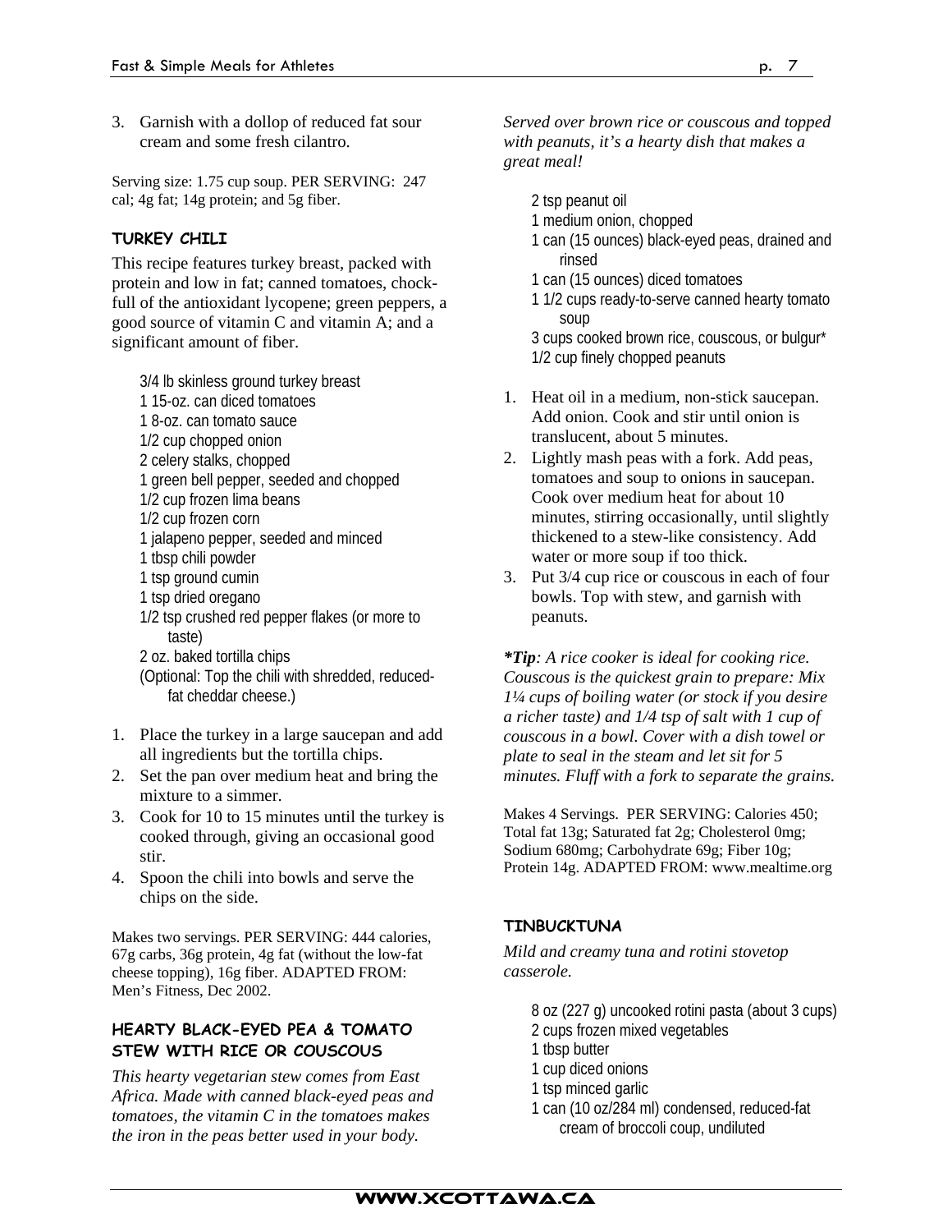3. Garnish with a dollop of reduced fat sour cream and some fresh cilantro.

Serving size: 1.75 cup soup. PER SERVING: 247 cal; 4g fat; 14g protein; and 5g fiber.

### TURKEY CHILI

This recipe features turkey breast, packed with protein and low in fat; canned tomatoes, chock-full of the antioxidant lycopene; green peppers, a good source of vitamin C and vitamin A; and a significant amount of fiber.

- 3/4 lb skinless ground turkey breast
- 1 15-oz. can diced tomatoes
- 1 8-oz. can tomato sauce
- 1/2 cup chopped onion
- 2 celery stalks, chopped
- 1 green bell pepper, seeded and chopped
- 1/2 cup frozen lima beans
- 1/2 cup frozen corn
- 1 jalapeno pepper, seeded and minced
- 1 tbsp chili powder
- 1 tsp ground cumin
- 1 tsp dried oregano
- 1/2 tsp crushed red pepper flakes (or more to taste)
- 2 oz. baked tortilla chips
- (Optional: Top the chili with shredded, reduced-fat cheddar cheese.)

1. Place the turkey in a large saucepan and add all ingredients but the tortilla chips.
2. Set the pan over medium heat and bring the mixture to a simmer.
3. Cook for 10 to 15 minutes until the turkey is cooked through, giving an occasional good stir.
4. Spoon the chili into bowls and serve the chips on the side.

Makes two servings. PER SERVING: 444 calories, 67g carbs, 36g protein, 4g fat (without the low-fat cheese topping), 16g fiber. ADAPTED FROM: Men's Fitness, Dec 2002.

### HEARTY BLACK-EYED PEA & TOMATO STEW WITH RICE OR COUSCOUS

*This hearty vegetarian stew comes from East Africa. Made with canned black-eyed peas and tomatoes, the vitamin C in the tomatoes makes the iron in the peas better used in your body. Served over brown rice or couscous and topped with peanuts, it's a hearty dish that makes a great meal!*

- 2 tsp peanut oil
- 1 medium onion, chopped
- 1 can (15 ounces) black-eyed peas, drained and rinsed
- 1 can (15 ounces) diced tomatoes
- 1 1/2 cups ready-to-serve canned hearty tomato soup
- 3 cups cooked brown rice, couscous, or bulgur*
- 1/2 cup finely chopped peanuts

1. Heat oil in a medium, non-stick saucepan. Add onion. Cook and stir until onion is translucent, about 5 minutes.
2. Lightly mash peas with a fork. Add peas, tomatoes and soup to onions in saucepan. Cook over medium heat for about 10 minutes, stirring occasionally, until slightly thickened to a stew-like consistency. Add water or more soup if too thick.
3. Put 3/4 cup rice or couscous in each of four bowls. Top with stew, and garnish with peanuts.

***Tip**: A rice cooker is ideal for cooking rice. Couscous is the quickest grain to prepare: Mix 1¼ cups of boiling water (or stock if you desire a richer taste) and 1/4 tsp of salt with 1 cup of couscous in a bowl. Cover with a dish towel or plate to seal in the steam and let sit for 5 minutes. Fluff with a fork to separate the grains.*

Makes 4 Servings. PER SERVING: Calories 450; Total fat 13g; Saturated fat 2g; Cholesterol 0mg; Sodium 680mg; Carbohydrate 69g; Fiber 10g; Protein 14g. ADAPTED FROM: www.mealtime.org

### TINBUCKTUNA

*Mild and creamy tuna and rotini stovetop casserole.*

- 8 oz (227 g) uncooked rotini pasta (about 3 cups)
- 2 cups frozen mixed vegetables
- 1 tbsp butter
- 1 cup diced onions
- 1 tsp minced garlic
- 1 can (10 oz/284 ml) condensed, reduced-fat cream of broccoli coup, undiluted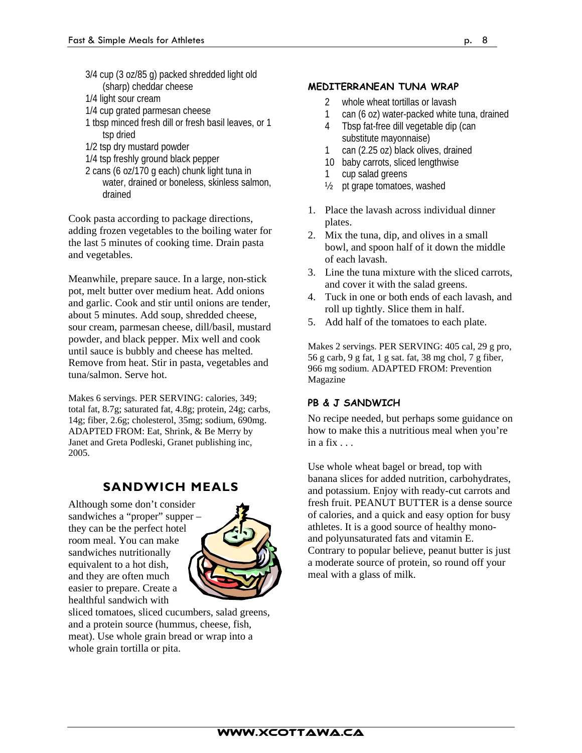- 3/4 cup (3 oz/85 g) packed shredded light old (sharp) cheddar cheese
- 1/4 light sour cream
- 1/4 cup grated parmesan cheese
- 1 tbsp minced fresh dill or fresh basil leaves, or 1 tsp dried
- 1/2 tsp dry mustard powder
- 1/4 tsp freshly ground black pepper
- 2 cans (6 oz/170 g each) chunk light tuna in water, drained or boneless, skinless salmon, drained

Cook pasta according to package directions, adding frozen vegetables to the boiling water for the last 5 minutes of cooking time. Drain pasta and vegetables.

Meanwhile, prepare sauce. In a large, non-stick pot, melt butter over medium heat. Add onions and garlic. Cook and stir until onions are tender, about 5 minutes. Add soup, shredded cheese, sour cream, parmesan cheese, dill/basil, mustard powder, and black pepper. Mix well and cook until sauce is bubbly and cheese has melted. Remove from heat. Stir in pasta, vegetables and tuna/salmon. Serve hot.

Makes 6 servings. PER SERVING: calories, 349; total fat, 8.7g; saturated fat, 4.8g; protein, 24g; carbs, 14g; fiber, 2.6g; cholesterol, 35mg; sodium, 690mg. ADAPTED FROM: Eat, Shrink, & Be Merry by Janet and Greta Podleski, Granet publishing inc, 2005.

## SANDWICH MEALS

Although some don't consider sandwiches a "proper" supper – they can be the perfect hotel room meal. You can make sandwiches nutritionally equivalent to a hot dish, and they are often much easier to prepare. Create a healthful sandwich with sliced tomatoes, sliced cucumbers, salad greens, and a protein source (hummus, cheese, fish, meat). Use whole grain bread or wrap into a whole grain tortilla or pita.

### MEDITERRANEAN TUNA WRAP

- 2 whole wheat tortillas or lavash
- 1 can (6 oz) water-packed white tuna, drained
- 4 Tbsp fat-free dill vegetable dip (can substitute mayonnaise)
- 1 can (2.25 oz) black olives, drained
- 10 baby carrots, sliced lengthwise
- 1 cup salad greens
- ½ pt grape tomatoes, washed

1. Place the lavash across individual dinner plates.
2. Mix the tuna, dip, and olives in a small bowl, and spoon half of it down the middle of each lavash.
3. Line the tuna mixture with the sliced carrots, and cover it with the salad greens.
4. Tuck in one or both ends of each lavash, and roll up tightly. Slice them in half.
5. Add half of the tomatoes to each plate.

Makes 2 servings. PER SERVING: 405 cal, 29 g pro, 56 g carb, 9 g fat, 1 g sat. fat, 38 mg chol, 7 g fiber, 966 mg sodium. ADAPTED FROM: Prevention Magazine

### PB & J SANDWICH

No recipe needed, but perhaps some guidance on how to make this a nutritious meal when you're in a fix . . .

Use whole wheat bagel or bread, top with banana slices for added nutrition, carbohydrates, and potassium. Enjoy with ready-cut carrots and fresh fruit. PEANUT BUTTER is a dense source of calories, and a quick and easy option for busy athletes. It is a good source of healthy mono- and polyunsaturated fats and vitamin E. Contrary to popular believe, peanut butter is just a moderate source of protein, so round off your meal with a glass of milk.